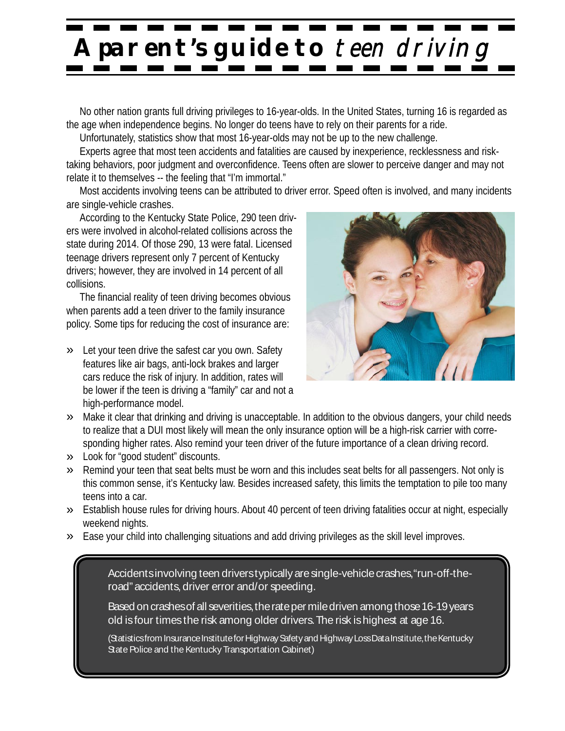# A parent's guide to *teen driving*

No other nation grants full driving privileges to 16-year-olds. In the United States, turning 16 is regarded as the age when independence begins. No longer do teens have to rely on their parents for a ride.

Unfortunately, statistics show that most 16-year-olds may not be up to the new challenge.

Experts agree that most teen accidents and fatalities are caused by inexperience, recklessness and risk-taking behaviors, poor judgment and overconfidence. Teens often are slower to perceive danger and may not relate it to themselves -- the feeling that "I'm immortal."

Most accidents involving teens can be attributed to driver error. Speed often is involved, and many incidents are single-vehicle crashes.

According to the Kentucky State Police, 290 teen drivers were involved in alcohol-related collisions across the state during 2014. Of those 290, 13 were fatal. Licensed teenage drivers represent only 7 percent of Kentucky drivers; however, they are involved in 14 percent of all collisions.

The financial reality of teen driving becomes obvious when parents add a teen driver to the family insurance policy. Some tips for reducing the cost of insurance are:

- Let your teen drive the safest car you own. Safety features like air bags, anti-lock brakes and larger cars reduce the risk of injury. In addition, rates will be lower if the teen is driving a "family" car and not a high-performance model.
- Make it clear that drinking and driving is unacceptable. In addition to the obvious dangers, your child needs to realize that a DUI most likely will mean the only insurance option will be a high-risk carrier with corresponding higher rates. Also remind your teen driver of the future importance of a clean driving record.
- Look for "good student" discounts.
- Remind your teen that seat belts must be worn and this includes seat belts for all passengers. Not only is this common sense, it's Kentucky law. Besides increased safety, this limits the temptation to pile too many teens into a car.
- Establish house rules for driving hours. About 40 percent of teen driving fatalities occur at night, especially weekend nights.
- Ease your child into challenging situations and add driving privileges as the skill level improves.

> Accidents involving teen drivers typically are single-vehicle crashes, "run-off-the-road" accidents, driver error and/or speeding.
>
> Based on crashes of all severities, the rate per mile driven among those 16-19 years old is four times the risk among older drivers. The risk is highest at age 16.
>
> (Statistics from Insurance Institute for Highway Safety and Highway Loss Data Institute, the Kentucky State Police and the Kentucky Transportation Cabinet)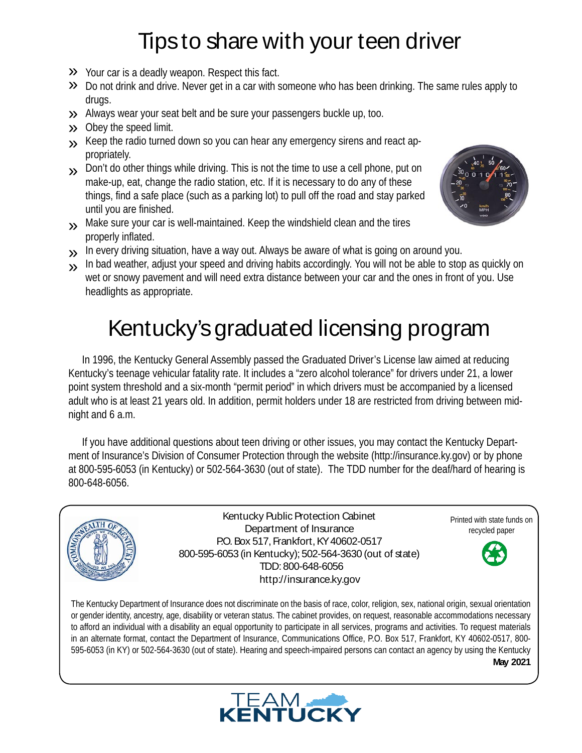# Tips to share with your teen driver

- Your car is a deadly weapon. Respect this fact.
- Do not drink and drive. Never get in a car with someone who has been drinking. The same rules apply to drugs.
- Always wear your seat belt and be sure your passengers buckle up, too.
- Obey the speed limit.
- Keep the radio turned down so you can hear any emergency sirens and react appropriately.
- Don't do other things while driving. This is not the time to use a cell phone, put on make-up, eat, change the radio station, etc. If it is necessary to do any of these things, find a safe place (such as a parking lot) to pull off the road and stay parked until you are finished.
- Make sure your car is well-maintained. Keep the windshield clean and the tires properly inflated.
- In every driving situation, have a way out. Always be aware of what is going on around you.
- In bad weather, adjust your speed and driving habits accordingly. You will not be able to stop as quickly on wet or snowy pavement and will need extra distance between your car and the ones in front of you. Use headlights as appropriate.

# Kentucky's graduated licensing program

In 1996, the Kentucky General Assembly passed the Graduated Driver's License law aimed at reducing Kentucky's teenage vehicular fatality rate. It includes a "zero alcohol tolerance" for drivers under 21, a lower point system threshold and a six-month "permit period" in which drivers must be accompanied by a licensed adult who is at least 21 years old. In addition, permit holders under 18 are restricted from driving between midnight and 6 a.m.

If you have additional questions about teen driving or other issues, you may contact the Kentucky Department of Insurance's Division of Consumer Protection through the website (http://insurance.ky.gov) or by phone at 800-595-6053 (in Kentucky) or 502-564-3630 (out of state). The TDD number for the deaf/hard of hearing is 800-648-6056.

Kentucky Public Protection Cabinet
Department of Insurance
P.O. Box 517, Frankfort, KY 40602-0517
800-595-6053 (in Kentucky); 502-564-3630 (out of state)
TDD: 800-648-6056
http://insurance.ky.gov

Printed with state funds on recycled paper

The Kentucky Department of Insurance does not discriminate on the basis of race, color, religion, sex, national origin, sexual orientation or gender identity, ancestry, age, disability or veteran status. The cabinet provides, on request, reasonable accommodations necessary to afford an individual with a disability an equal opportunity to participate in all services, programs and activities. To request materials in an alternate format, contact the Department of Insurance, Communications Office, P.O. Box 517, Frankfort, KY 40602-0517, 800-595-6053 (in KY) or 502-564-3630 (out of state). Hearing and speech-impaired persons can contact an agency by using the Kentucky

**May 2021**

TEAM KENTUCKY